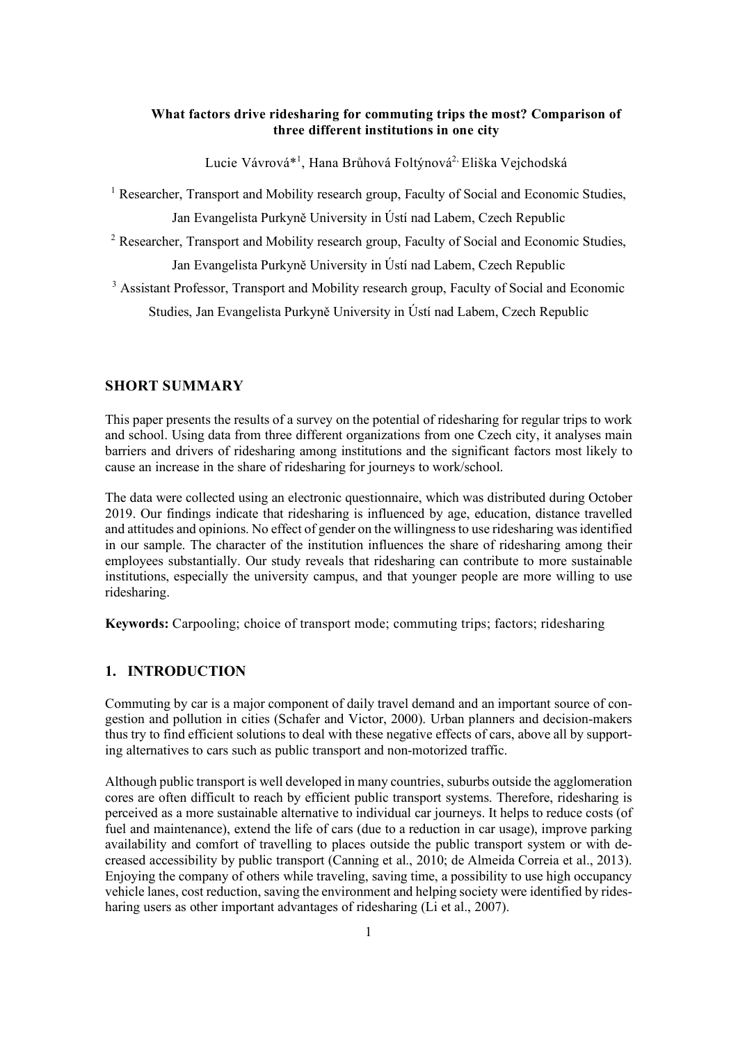**What factors drive ridesharing for commuting trips the most? Comparison of three different institutions in one city**

Lucie Vávrová*[1], Hana Brůhová Foltýnová[2,] Eliška Vejchodská

[1] Researcher, Transport and Mobility research group, Faculty of Social and Economic Studies, Jan Evangelista Purkyně University in Ústí nad Labem, Czech Republic

[2] Researcher, Transport and Mobility research group, Faculty of Social and Economic Studies, Jan Evangelista Purkyně University in Ústí nad Labem, Czech Republic

[3] Assistant Professor, Transport and Mobility research group, Faculty of Social and Economic Studies, Jan Evangelista Purkyně University in Ústí nad Labem, Czech Republic

## SHORT SUMMARY

This paper presents the results of a survey on the potential of ridesharing for regular trips to work and school. Using data from three different organizations from one Czech city, it analyses main barriers and drivers of ridesharing among institutions and the significant factors most likely to cause an increase in the share of ridesharing for journeys to work/school.

The data were collected using an electronic questionnaire, which was distributed during October 2019. Our findings indicate that ridesharing is influenced by age, education, distance travelled and attitudes and opinions. No effect of gender on the willingness to use ridesharing was identified in our sample. The character of the institution influences the share of ridesharing among their employees substantially. Our study reveals that ridesharing can contribute to more sustainable institutions, especially the university campus, and that younger people are more willing to use ridesharing.

**Keywords:** Carpooling; choice of transport mode; commuting trips; factors; ridesharing

## 1. INTRODUCTION

Commuting by car is a major component of daily travel demand and an important source of congestion and pollution in cities (Schafer and Victor, 2000). Urban planners and decision-makers thus try to find efficient solutions to deal with these negative effects of cars, above all by supporting alternatives to cars such as public transport and non-motorized traffic.

Although public transport is well developed in many countries, suburbs outside the agglomeration cores are often difficult to reach by efficient public transport systems. Therefore, ridesharing is perceived as a more sustainable alternative to individual car journeys. It helps to reduce costs (of fuel and maintenance), extend the life of cars (due to a reduction in car usage), improve parking availability and comfort of travelling to places outside the public transport system or with decreased accessibility by public transport (Canning et al., 2010; de Almeida Correia et al., 2013). Enjoying the company of others while traveling, saving time, a possibility to use high occupancy vehicle lanes, cost reduction, saving the environment and helping society were identified by ridesharing users as other important advantages of ridesharing (Li et al., 2007).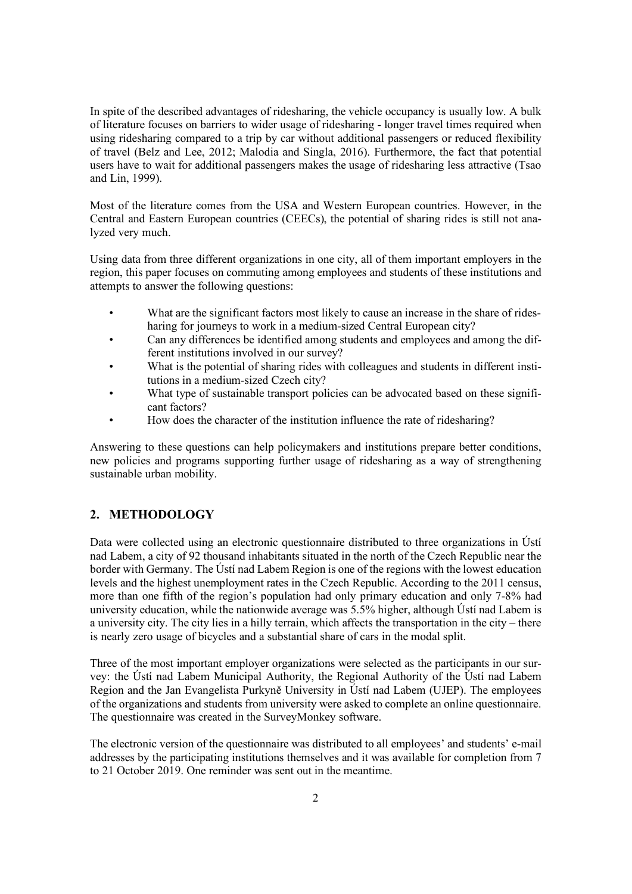In spite of the described advantages of ridesharing, the vehicle occupancy is usually low. A bulk of literature focuses on barriers to wider usage of ridesharing - longer travel times required when using ridesharing compared to a trip by car without additional passengers or reduced flexibility of travel (Belz and Lee, 2012; Malodia and Singla, 2016). Furthermore, the fact that potential users have to wait for additional passengers makes the usage of ridesharing less attractive (Tsao and Lin, 1999).

Most of the literature comes from the USA and Western European countries. However, in the Central and Eastern European countries (CEECs), the potential of sharing rides is still not analyzed very much.

Using data from three different organizations in one city, all of them important employers in the region, this paper focuses on commuting among employees and students of these institutions and attempts to answer the following questions:

- What are the significant factors most likely to cause an increase in the share of ridesharing for journeys to work in a medium-sized Central European city?
- Can any differences be identified among students and employees and among the different institutions involved in our survey?
- What is the potential of sharing rides with colleagues and students in different institutions in a medium-sized Czech city?
- What type of sustainable transport policies can be advocated based on these significant factors?
- How does the character of the institution influence the rate of ridesharing?

Answering to these questions can help policymakers and institutions prepare better conditions, new policies and programs supporting further usage of ridesharing as a way of strengthening sustainable urban mobility.

## 2. METHODOLOGY

Data were collected using an electronic questionnaire distributed to three organizations in Ústí nad Labem, a city of 92 thousand inhabitants situated in the north of the Czech Republic near the border with Germany. The Ústí nad Labem Region is one of the regions with the lowest education levels and the highest unemployment rates in the Czech Republic. According to the 2011 census, more than one fifth of the region's population had only primary education and only 7-8% had university education, while the nationwide average was 5.5% higher, although Ústí nad Labem is a university city. The city lies in a hilly terrain, which affects the transportation in the city – there is nearly zero usage of bicycles and a substantial share of cars in the modal split.

Three of the most important employer organizations were selected as the participants in our survey: the Ústí nad Labem Municipal Authority, the Regional Authority of the Ústí nad Labem Region and the Jan Evangelista Purkyně University in Ústí nad Labem (UJEP). The employees of the organizations and students from university were asked to complete an online questionnaire. The questionnaire was created in the SurveyMonkey software.

The electronic version of the questionnaire was distributed to all employees' and students' e-mail addresses by the participating institutions themselves and it was available for completion from 7 to 21 October 2019. One reminder was sent out in the meantime.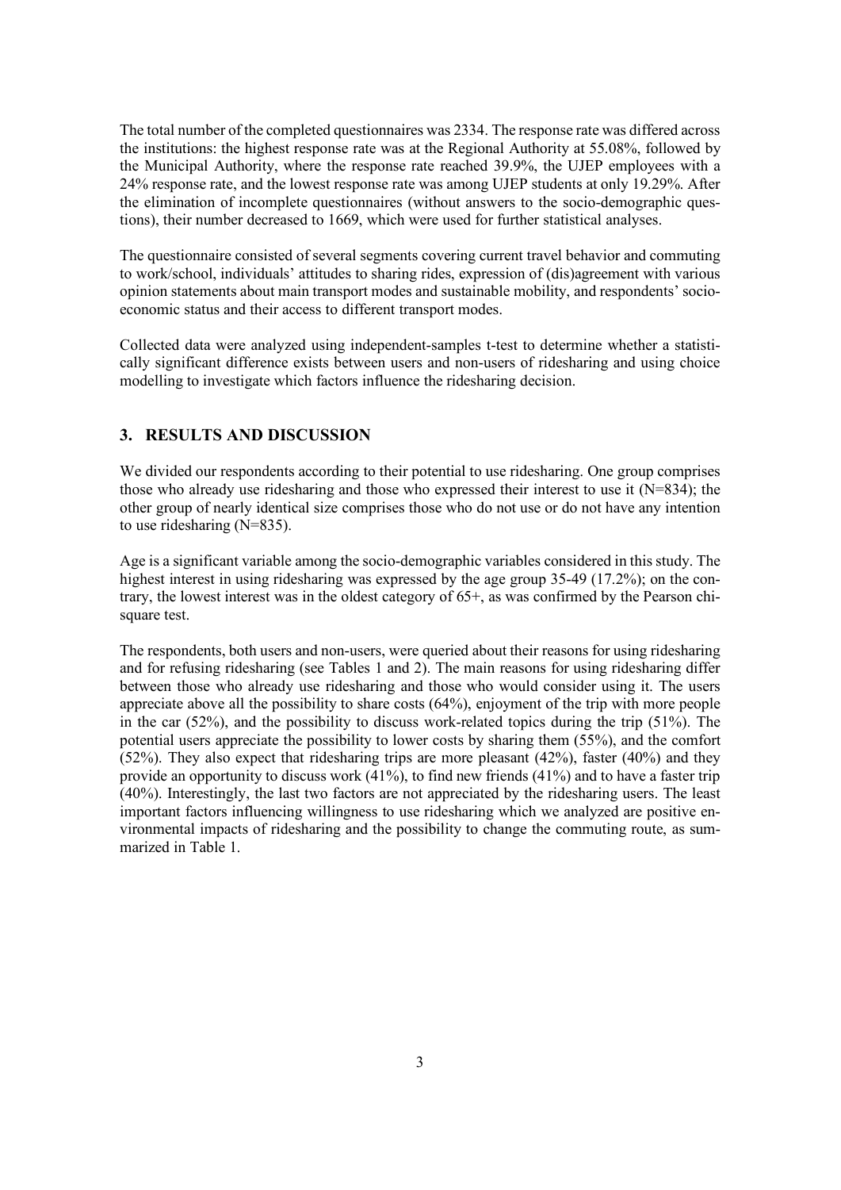The total number of the completed questionnaires was 2334. The response rate was differed across the institutions: the highest response rate was at the Regional Authority at 55.08%, followed by the Municipal Authority, where the response rate reached 39.9%, the UJEP employees with a 24% response rate, and the lowest response rate was among UJEP students at only 19.29%. After the elimination of incomplete questionnaires (without answers to the socio-demographic questions), their number decreased to 1669, which were used for further statistical analyses.

The questionnaire consisted of several segments covering current travel behavior and commuting to work/school, individuals' attitudes to sharing rides, expression of (dis)agreement with various opinion statements about main transport modes and sustainable mobility, and respondents' socio-economic status and their access to different transport modes.

Collected data were analyzed using independent-samples t-test to determine whether a statistically significant difference exists between users and non-users of ridesharing and using choice modelling to investigate which factors influence the ridesharing decision.

## 3. RESULTS AND DISCUSSION

We divided our respondents according to their potential to use ridesharing. One group comprises those who already use ridesharing and those who expressed their interest to use it (N=834); the other group of nearly identical size comprises those who do not use or do not have any intention to use ridesharing (N=835).

Age is a significant variable among the socio-demographic variables considered in this study. The highest interest in using ridesharing was expressed by the age group 35-49 (17.2%); on the contrary, the lowest interest was in the oldest category of 65+, as was confirmed by the Pearson chi-square test.

The respondents, both users and non-users, were queried about their reasons for using ridesharing and for refusing ridesharing (see Tables 1 and 2). The main reasons for using ridesharing differ between those who already use ridesharing and those who would consider using it. The users appreciate above all the possibility to share costs (64%), enjoyment of the trip with more people in the car (52%), and the possibility to discuss work-related topics during the trip (51%). The potential users appreciate the possibility to lower costs by sharing them (55%), and the comfort (52%). They also expect that ridesharing trips are more pleasant (42%), faster (40%) and they provide an opportunity to discuss work (41%), to find new friends (41%) and to have a faster trip (40%). Interestingly, the last two factors are not appreciated by the ridesharing users. The least important factors influencing willingness to use ridesharing which we analyzed are positive environmental impacts of ridesharing and the possibility to change the commuting route, as summarized in Table 1.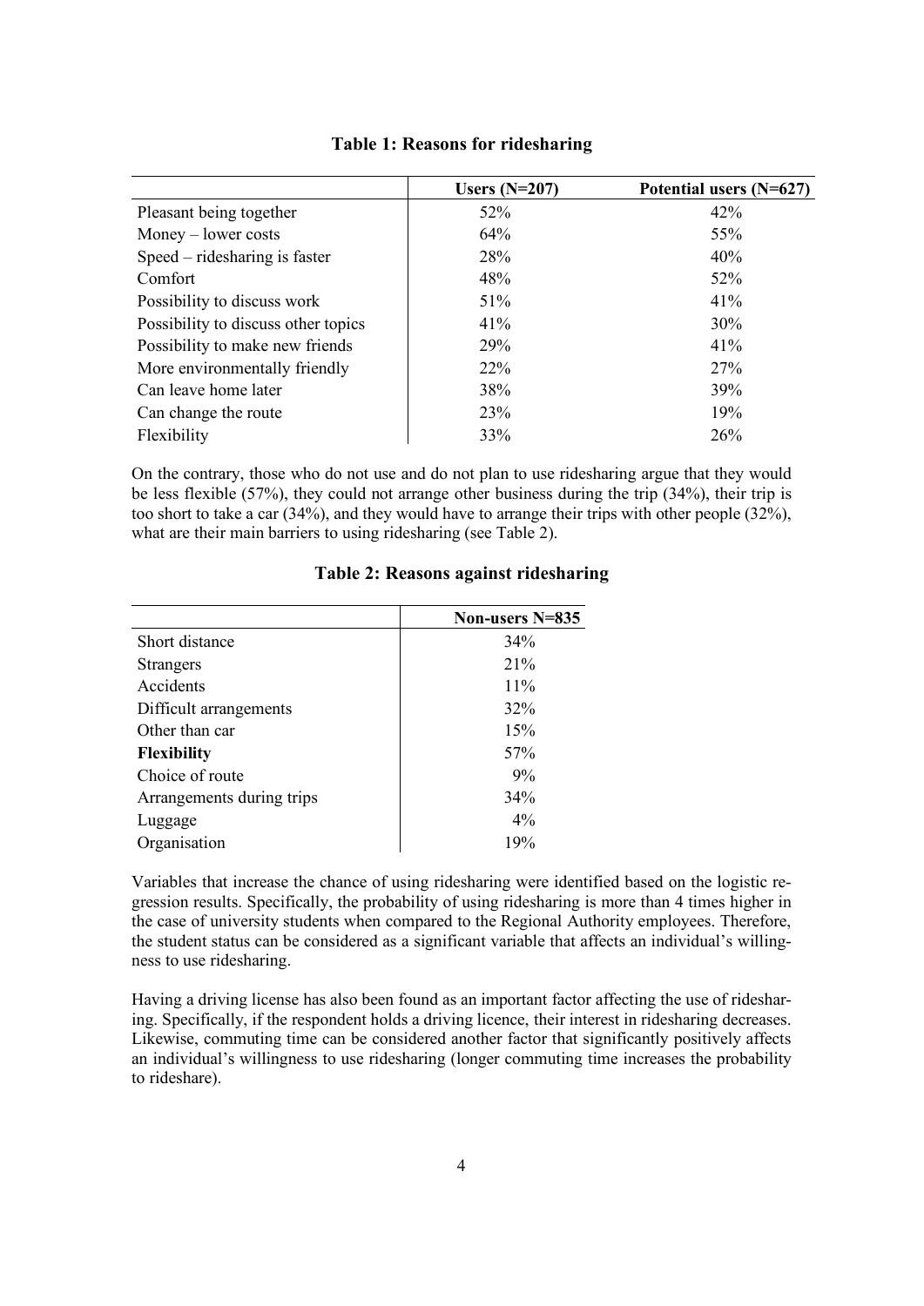**Table 1: Reasons for ridesharing**

| | Users (N=207) | Potential users (N=627) |
|---|---|---|
| Pleasant being together | 52% | 42% |
| Money – lower costs | 64% | 55% |
| Speed – ridesharing is faster | 28% | 40% |
| Comfort | 48% | 52% |
| Possibility to discuss work | 51% | 41% |
| Possibility to discuss other topics | 41% | 30% |
| Possibility to make new friends | 29% | 41% |
| More environmentally friendly | 22% | 27% |
| Can leave home later | 38% | 39% |
| Can change the route | 23% | 19% |
| Flexibility | 33% | 26% |

On the contrary, those who do not use and do not plan to use ridesharing argue that they would be less flexible (57%), they could not arrange other business during the trip (34%), their trip is too short to take a car (34%), and they would have to arrange their trips with other people (32%), what are their main barriers to using ridesharing (see Table 2).

**Table 2: Reasons against ridesharing**

| | Non-users N=835 |
|---|---|
| Short distance | 34% |
| Strangers | 21% |
| Accidents | 11% |
| Difficult arrangements | 32% |
| Other than car | 15% |
| **Flexibility** | 57% |
| Choice of route | 9% |
| Arrangements during trips | 34% |
| Luggage | 4% |
| Organisation | 19% |

Variables that increase the chance of using ridesharing were identified based on the logistic regression results. Specifically, the probability of using ridesharing is more than 4 times higher in the case of university students when compared to the Regional Authority employees. Therefore, the student status can be considered as a significant variable that affects an individual's willingness to use ridesharing.

Having a driving license has also been found as an important factor affecting the use of ridesharing. Specifically, if the respondent holds a driving licence, their interest in ridesharing decreases. Likewise, commuting time can be considered another factor that significantly positively affects an individual's willingness to use ridesharing (longer commuting time increases the probability to rideshare).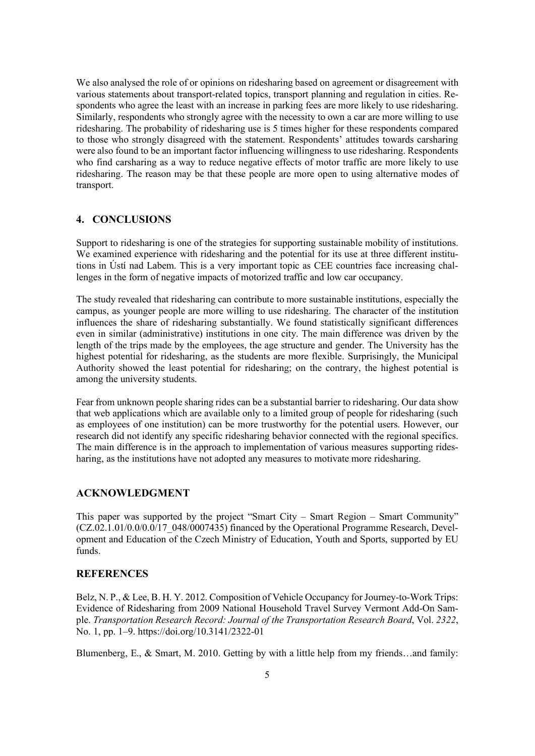We also analysed the role of or opinions on ridesharing based on agreement or disagreement with various statements about transport-related topics, transport planning and regulation in cities. Respondents who agree the least with an increase in parking fees are more likely to use ridesharing. Similarly, respondents who strongly agree with the necessity to own a car are more willing to use ridesharing. The probability of ridesharing use is 5 times higher for these respondents compared to those who strongly disagreed with the statement. Respondents' attitudes towards carsharing were also found to be an important factor influencing willingness to use ridesharing. Respondents who find carsharing as a way to reduce negative effects of motor traffic are more likely to use ridesharing. The reason may be that these people are more open to using alternative modes of transport.

## 4. CONCLUSIONS

Support to ridesharing is one of the strategies for supporting sustainable mobility of institutions. We examined experience with ridesharing and the potential for its use at three different institutions in Ústí nad Labem. This is a very important topic as CEE countries face increasing challenges in the form of negative impacts of motorized traffic and low car occupancy.

The study revealed that ridesharing can contribute to more sustainable institutions, especially the campus, as younger people are more willing to use ridesharing. The character of the institution influences the share of ridesharing substantially. We found statistically significant differences even in similar (administrative) institutions in one city. The main difference was driven by the length of the trips made by the employees, the age structure and gender. The University has the highest potential for ridesharing, as the students are more flexible. Surprisingly, the Municipal Authority showed the least potential for ridesharing; on the contrary, the highest potential is among the university students.

Fear from unknown people sharing rides can be a substantial barrier to ridesharing. Our data show that web applications which are available only to a limited group of people for ridesharing (such as employees of one institution) can be more trustworthy for the potential users. However, our research did not identify any specific ridesharing behavior connected with the regional specifics. The main difference is in the approach to implementation of various measures supporting ridesharing, as the institutions have not adopted any measures to motivate more ridesharing.

## ACKNOWLEDGMENT

This paper was supported by the project "Smart City – Smart Region – Smart Community" (CZ.02.1.01/0.0/0.0/17_048/0007435) financed by the Operational Programme Research, Development and Education of the Czech Ministry of Education, Youth and Sports, supported by EU funds.

## REFERENCES

Belz, N. P., & Lee, B. H. Y. 2012. Composition of Vehicle Occupancy for Journey-to-Work Trips: Evidence of Ridesharing from 2009 National Household Travel Survey Vermont Add-On Sample. *Transportation Research Record: Journal of the Transportation Research Board*, Vol. *2322*, No. 1, pp. 1–9. https://doi.org/10.3141/2322-01

Blumenberg, E., & Smart, M. 2010. Getting by with a little help from my friends…and family: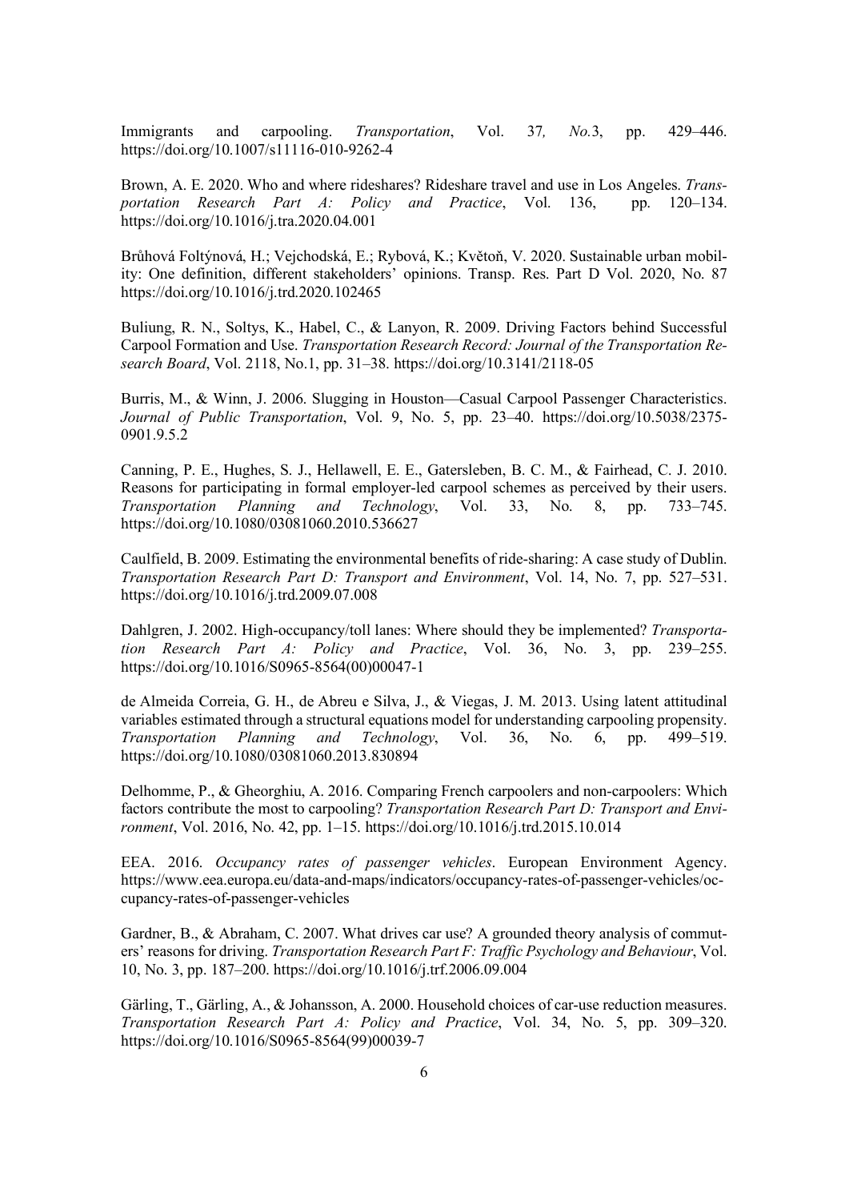Immigrants and carpooling. *Transportation*, Vol. 37*, No.*3, pp. 429–446. https://doi.org/10.1007/s11116-010-9262-4

Brown, A. E. 2020. Who and where rideshares? Rideshare travel and use in Los Angeles. *Transportation Research Part A: Policy and Practice*, Vol. 136, pp. 120–134. https://doi.org/10.1016/j.tra.2020.04.001

Brůhová Foltýnová, H.; Vejchodská, E.; Rybová, K.; Květoň, V. 2020. Sustainable urban mobility: One definition, different stakeholders' opinions. Transp. Res. Part D Vol. 2020, No. 87 https://doi.org/10.1016/j.trd.2020.102465

Buliung, R. N., Soltys, K., Habel, C., & Lanyon, R. 2009. Driving Factors behind Successful Carpool Formation and Use. *Transportation Research Record: Journal of the Transportation Research Board*, Vol. 2118, No.1, pp. 31–38. https://doi.org/10.3141/2118-05

Burris, M., & Winn, J. 2006. Slugging in Houston—Casual Carpool Passenger Characteristics. *Journal of Public Transportation*, Vol. 9, No. 5, pp. 23–40. https://doi.org/10.5038/2375-0901.9.5.2

Canning, P. E., Hughes, S. J., Hellawell, E. E., Gatersleben, B. C. M., & Fairhead, C. J. 2010. Reasons for participating in formal employer-led carpool schemes as perceived by their users. *Transportation Planning and Technology*, Vol. 33, No. 8, pp. 733–745. https://doi.org/10.1080/03081060.2010.536627

Caulfield, B. 2009. Estimating the environmental benefits of ride-sharing: A case study of Dublin. *Transportation Research Part D: Transport and Environment*, Vol. 14, No. 7, pp. 527–531. https://doi.org/10.1016/j.trd.2009.07.008

Dahlgren, J. 2002. High-occupancy/toll lanes: Where should they be implemented? *Transportation Research Part A: Policy and Practice*, Vol. 36, No. 3, pp. 239–255. https://doi.org/10.1016/S0965-8564(00)00047-1

de Almeida Correia, G. H., de Abreu e Silva, J., & Viegas, J. M. 2013. Using latent attitudinal variables estimated through a structural equations model for understanding carpooling propensity. *Transportation Planning and Technology*, Vol. 36, No. 6, pp. 499–519. https://doi.org/10.1080/03081060.2013.830894

Delhomme, P., & Gheorghiu, A. 2016. Comparing French carpoolers and non-carpoolers: Which factors contribute the most to carpooling? *Transportation Research Part D: Transport and Environment*, Vol. 2016, No. 42, pp. 1–15. https://doi.org/10.1016/j.trd.2015.10.014

EEA. 2016. *Occupancy rates of passenger vehicles*. European Environment Agency. https://www.eea.europa.eu/data-and-maps/indicators/occupancy-rates-of-passenger-vehicles/occupancy-rates-of-passenger-vehicles

Gardner, B., & Abraham, C. 2007. What drives car use? A grounded theory analysis of commuters' reasons for driving. *Transportation Research Part F: Traffic Psychology and Behaviour*, Vol. 10, No. 3, pp. 187–200. https://doi.org/10.1016/j.trf.2006.09.004

Gärling, T., Gärling, A., & Johansson, A. 2000. Household choices of car-use reduction measures. *Transportation Research Part A: Policy and Practice*, Vol. 34, No. 5, pp. 309–320. https://doi.org/10.1016/S0965-8564(99)00039-7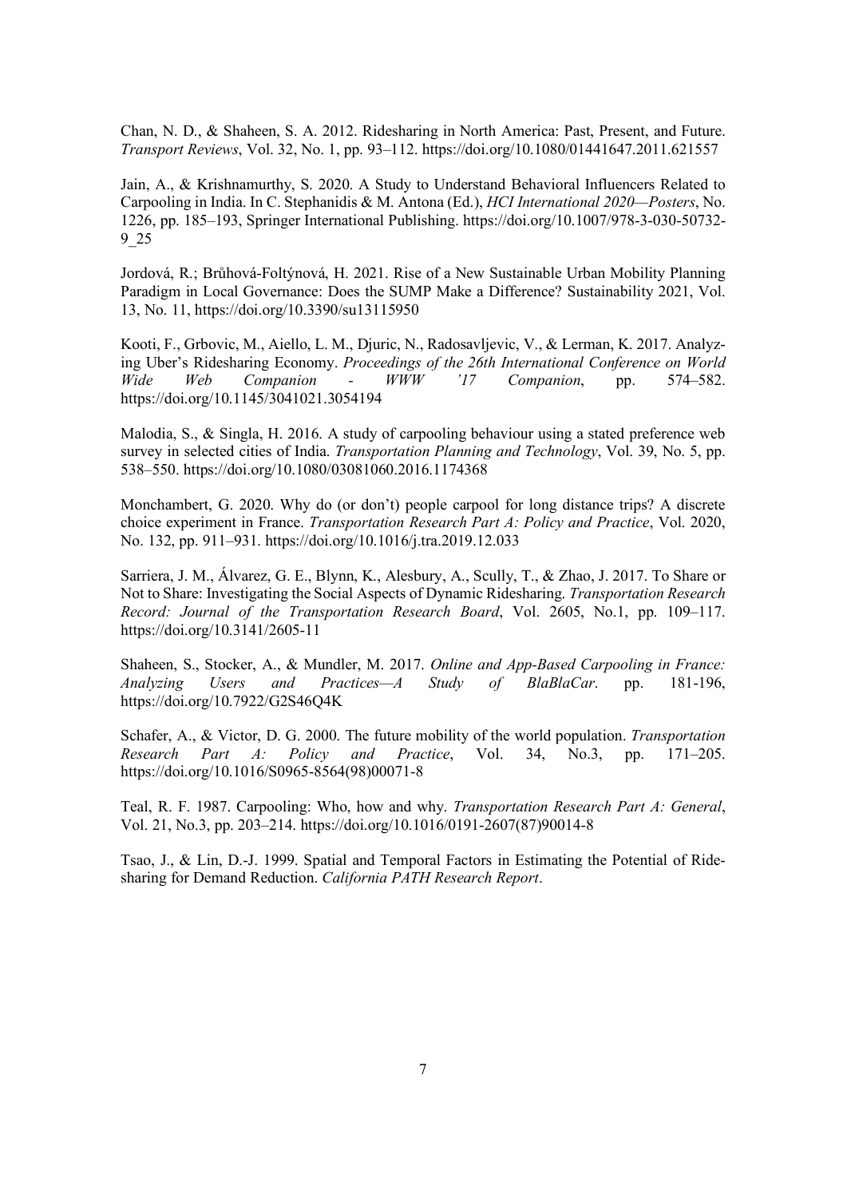Chan, N. D., & Shaheen, S. A. 2012. Ridesharing in North America: Past, Present, and Future. *Transport Reviews*, Vol. 32, No. 1, pp. 93–112. https://doi.org/10.1080/01441647.2011.621557

Jain, A., & Krishnamurthy, S. 2020. A Study to Understand Behavioral Influencers Related to Carpooling in India. In C. Stephanidis & M. Antona (Ed.), *HCI International 2020—Posters*, No. 1226, pp. 185–193, Springer International Publishing. https://doi.org/10.1007/978-3-030-50732-9_25

Jordová, R.; Brůhová-Foltýnová, H. 2021. Rise of a New Sustainable Urban Mobility Planning Paradigm in Local Governance: Does the SUMP Make a Difference? Sustainability 2021, Vol. 13, No. 11, https://doi.org/10.3390/su13115950

Kooti, F., Grbovic, M., Aiello, L. M., Djuric, N., Radosavljevic, V., & Lerman, K. 2017. Analyzing Uber's Ridesharing Economy. *Proceedings of the 26th International Conference on World Wide Web Companion - WWW '17 Companion*, pp. 574–582. https://doi.org/10.1145/3041021.3054194

Malodia, S., & Singla, H. 2016. A study of carpooling behaviour using a stated preference web survey in selected cities of India. *Transportation Planning and Technology*, Vol. 39, No. 5, pp. 538–550. https://doi.org/10.1080/03081060.2016.1174368

Monchambert, G. 2020. Why do (or don't) people carpool for long distance trips? A discrete choice experiment in France. *Transportation Research Part A: Policy and Practice*, Vol. 2020, No. 132, pp. 911–931. https://doi.org/10.1016/j.tra.2019.12.033

Sarriera, J. M., Álvarez, G. E., Blynn, K., Alesbury, A., Scully, T., & Zhao, J. 2017. To Share or Not to Share: Investigating the Social Aspects of Dynamic Ridesharing. *Transportation Research Record: Journal of the Transportation Research Board*, Vol. 2605, No.1, pp. 109–117. https://doi.org/10.3141/2605-11

Shaheen, S., Stocker, A., & Mundler, M. 2017. *Online and App-Based Carpooling in France: Analyzing Users and Practices—A Study of BlaBlaCar*. pp. 181-196, https://doi.org/10.7922/G2S46Q4K

Schafer, A., & Victor, D. G. 2000. The future mobility of the world population. *Transportation Research Part A: Policy and Practice*, Vol. 34, No.3, pp. 171–205. https://doi.org/10.1016/S0965-8564(98)00071-8

Teal, R. F. 1987. Carpooling: Who, how and why. *Transportation Research Part A: General*, Vol. 21, No.3, pp. 203–214. https://doi.org/10.1016/0191-2607(87)90014-8

Tsao, J., & Lin, D.-J. 1999. Spatial and Temporal Factors in Estimating the Potential of Ridesharing for Demand Reduction. *California PATH Research Report*.